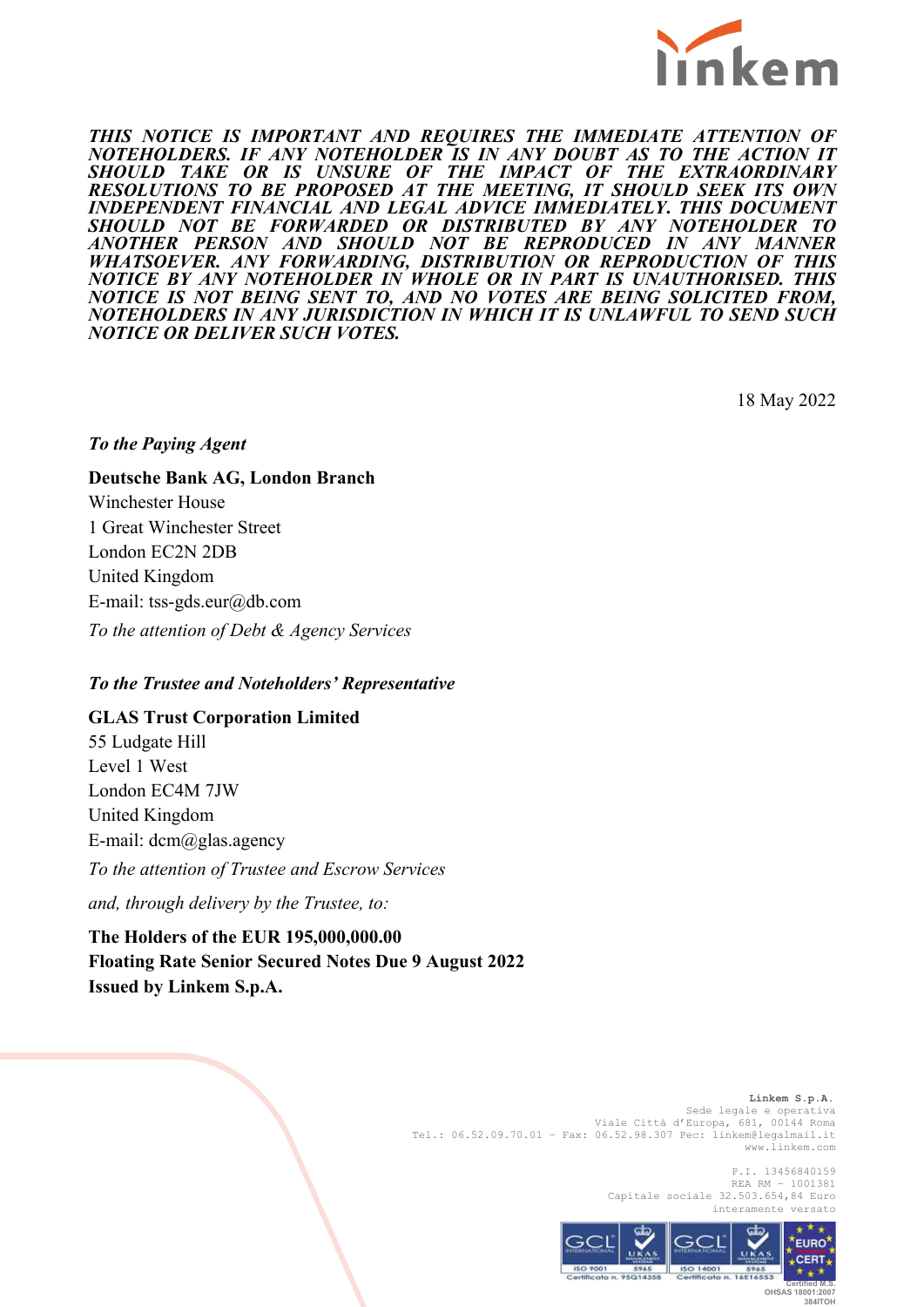***THIS NOTICE IS IMPORTANT AND REQUIRES THE IMMEDIATE ATTENTION OF NOTEHOLDERS. IF ANY NOTEHOLDER IS IN ANY DOUBT AS TO THE ACTION IT SHOULD TAKE OR IS UNSURE OF THE IMPACT OF THE EXTRAORDINARY RESOLUTIONS TO BE PROPOSED AT THE MEETING, IT SHOULD SEEK ITS OWN INDEPENDENT FINANCIAL AND LEGAL ADVICE IMMEDIATELY. THIS DOCUMENT SHOULD NOT BE FORWARDED OR DISTRIBUTED BY ANY NOTEHOLDER TO ANOTHER PERSON AND SHOULD NOT BE REPRODUCED IN ANY MANNER WHATSOEVER. ANY FORWARDING, DISTRIBUTION OR REPRODUCTION OF THIS NOTICE BY ANY NOTEHOLDER IN WHOLE OR IN PART IS UNAUTHORISED. THIS NOTICE IS NOT BEING SENT TO, AND NO VOTES ARE BEING SOLICITED FROM, NOTEHOLDERS IN ANY JURISDICTION IN WHICH IT IS UNLAWFUL TO SEND SUCH NOTICE OR DELIVER SUCH VOTES.***

18 May 2022

***To the Paying Agent***

**Deutsche Bank AG, London Branch**
Winchester House
1 Great Winchester Street
London EC2N 2DB
United Kingdom
E-mail: tss-gds.eur@db.com
*To the attention of Debt & Agency Services*

***To the Trustee and Noteholders' Representative***

**GLAS Trust Corporation Limited**
55 Ludgate Hill
Level 1 West
London EC4M 7JW
United Kingdom
E-mail: dcm@glas.agency
*To the attention of Trustee and Escrow Services*

*and, through delivery by the Trustee, to:*

**The Holders of the EUR 195,000,000.00**
**Floating Rate Senior Secured Notes Due 9 August 2022**
**Issued by Linkem S.p.A.**

Linkem S.p.A.
Sede legale e operativa
Viale Città d'Europa, 681, 00144 Roma
Tel.: 06.52.09.70.01 - Fax: 06.52.98.307 Pec: linkem@legalmail.it
www.linkem.com

P.I. 13456840159
REA RM - 1001381
Capitale sociale 32.503.654,84 Euro
interamente versato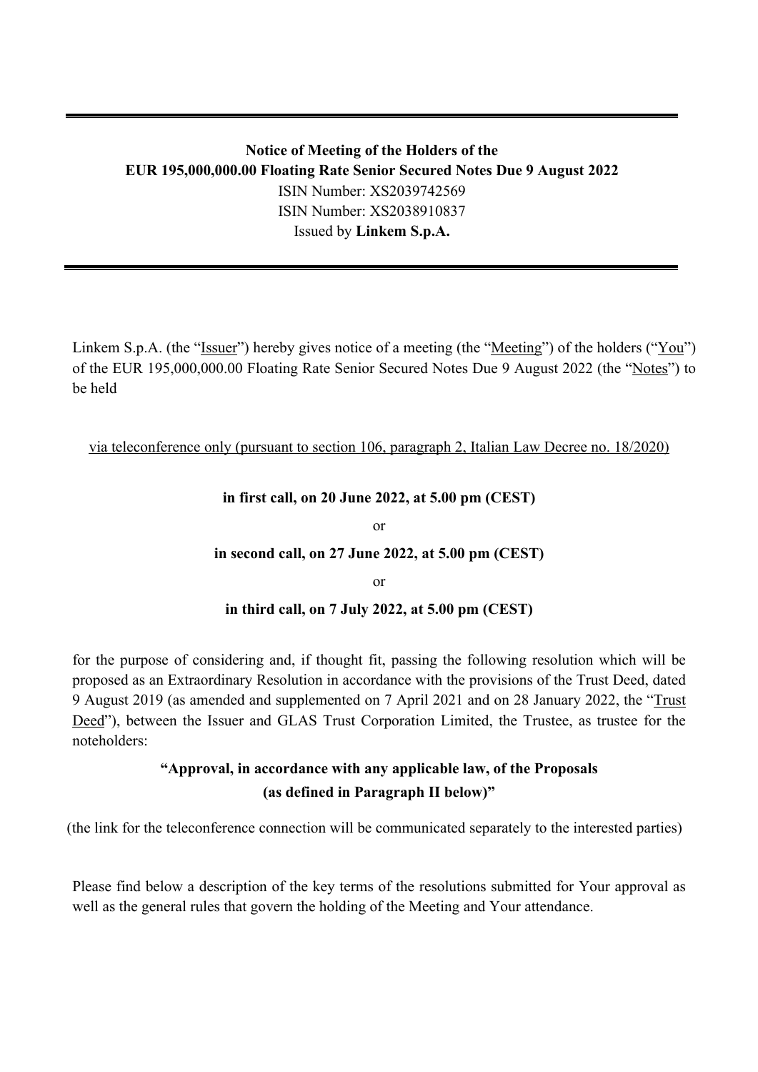**Notice of Meeting of the Holders of the**
**EUR 195,000,000.00 Floating Rate Senior Secured Notes Due 9 August 2022**
ISIN Number: XS2039742569
ISIN Number: XS2038910837
Issued by **Linkem S.p.A.**

---

Linkem S.p.A. (the "Issuer") hereby gives notice of a meeting (the "Meeting") of the holders ("You") of the EUR 195,000,000.00 Floating Rate Senior Secured Notes Due 9 August 2022 (the "Notes") to be held

via teleconference only (pursuant to section 106, paragraph 2, Italian Law Decree no. 18/2020)

**in first call, on 20 June 2022, at 5.00 pm (CEST)**

or

**in second call, on 27 June 2022, at 5.00 pm (CEST)**

or

**in third call, on 7 July 2022, at 5.00 pm (CEST)**

for the purpose of considering and, if thought fit, passing the following resolution which will be proposed as an Extraordinary Resolution in accordance with the provisions of the Trust Deed, dated 9 August 2019 (as amended and supplemented on 7 April 2021 and on 28 January 2022, the "Trust Deed"), between the Issuer and GLAS Trust Corporation Limited, the Trustee, as trustee for the noteholders:

**"Approval, in accordance with any applicable law, of the Proposals (as defined in Paragraph II below)"**

(the link for the teleconference connection will be communicated separately to the interested parties)

Please find below a description of the key terms of the resolutions submitted for Your approval as well as the general rules that govern the holding of the Meeting and Your attendance.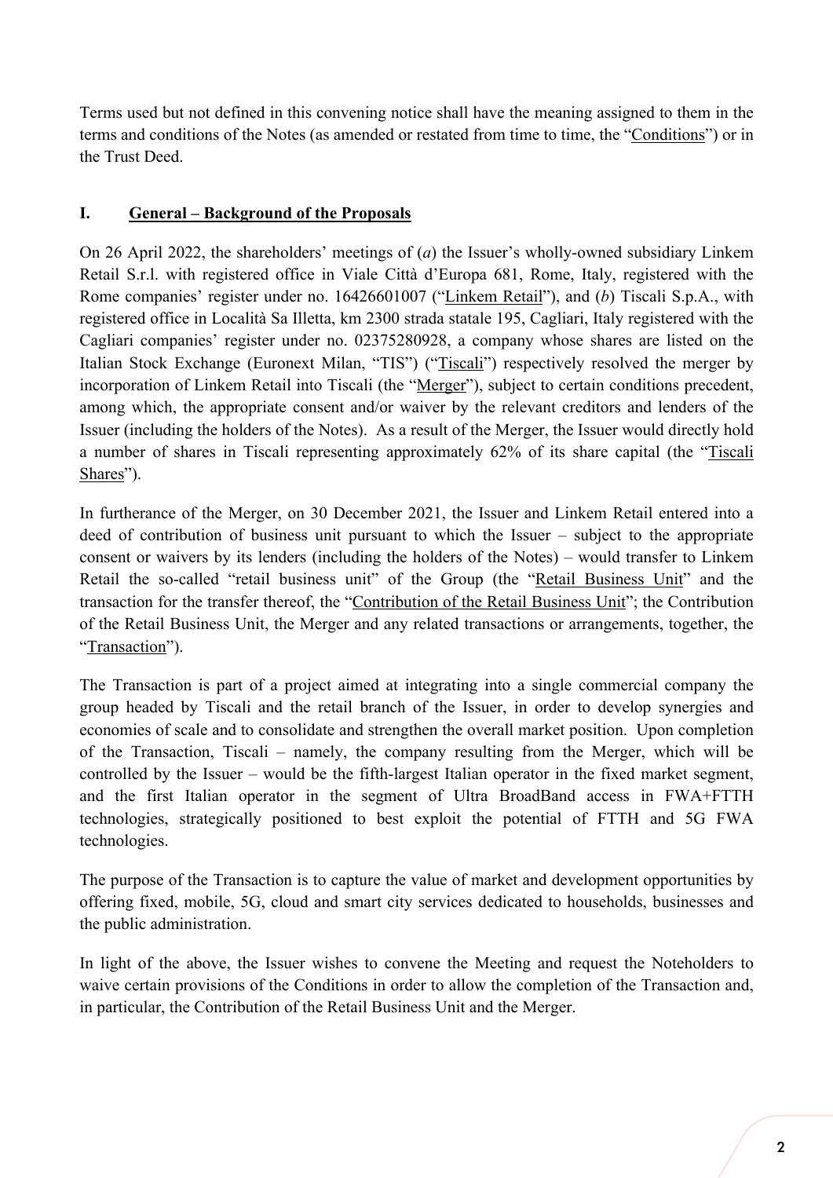Terms used but not defined in this convening notice shall have the meaning assigned to them in the terms and conditions of the Notes (as amended or restated from time to time, the "Conditions") or in the Trust Deed.

## I. General – Background of the Proposals

On 26 April 2022, the shareholders' meetings of (*a*) the Issuer's wholly-owned subsidiary Linkem Retail S.r.l. with registered office in Viale Città d'Europa 681, Rome, Italy, registered with the Rome companies' register under no. 16426601007 ("Linkem Retail"), and (*b*) Tiscali S.p.A., with registered office in Località Sa Illetta, km 2300 strada statale 195, Cagliari, Italy registered with the Cagliari companies' register under no. 02375280928, a company whose shares are listed on the Italian Stock Exchange (Euronext Milan, "TIS") ("Tiscali") respectively resolved the merger by incorporation of Linkem Retail into Tiscali (the "Merger"), subject to certain conditions precedent, among which, the appropriate consent and/or waiver by the relevant creditors and lenders of the Issuer (including the holders of the Notes). As a result of the Merger, the Issuer would directly hold a number of shares in Tiscali representing approximately 62% of its share capital (the "Tiscali Shares").

In furtherance of the Merger, on 30 December 2021, the Issuer and Linkem Retail entered into a deed of contribution of business unit pursuant to which the Issuer – subject to the appropriate consent or waivers by its lenders (including the holders of the Notes) – would transfer to Linkem Retail the so-called "retail business unit" of the Group (the "Retail Business Unit" and the transaction for the transfer thereof, the "Contribution of the Retail Business Unit"; the Contribution of the Retail Business Unit, the Merger and any related transactions or arrangements, together, the "Transaction").

The Transaction is part of a project aimed at integrating into a single commercial company the group headed by Tiscali and the retail branch of the Issuer, in order to develop synergies and economies of scale and to consolidate and strengthen the overall market position. Upon completion of the Transaction, Tiscali – namely, the company resulting from the Merger, which will be controlled by the Issuer – would be the fifth-largest Italian operator in the fixed market segment, and the first Italian operator in the segment of Ultra BroadBand access in FWA+FTTH technologies, strategically positioned to best exploit the potential of FTTH and 5G FWA technologies.

The purpose of the Transaction is to capture the value of market and development opportunities by offering fixed, mobile, 5G, cloud and smart city services dedicated to households, businesses and the public administration.

In light of the above, the Issuer wishes to convene the Meeting and request the Noteholders to waive certain provisions of the Conditions in order to allow the completion of the Transaction and, in particular, the Contribution of the Retail Business Unit and the Merger.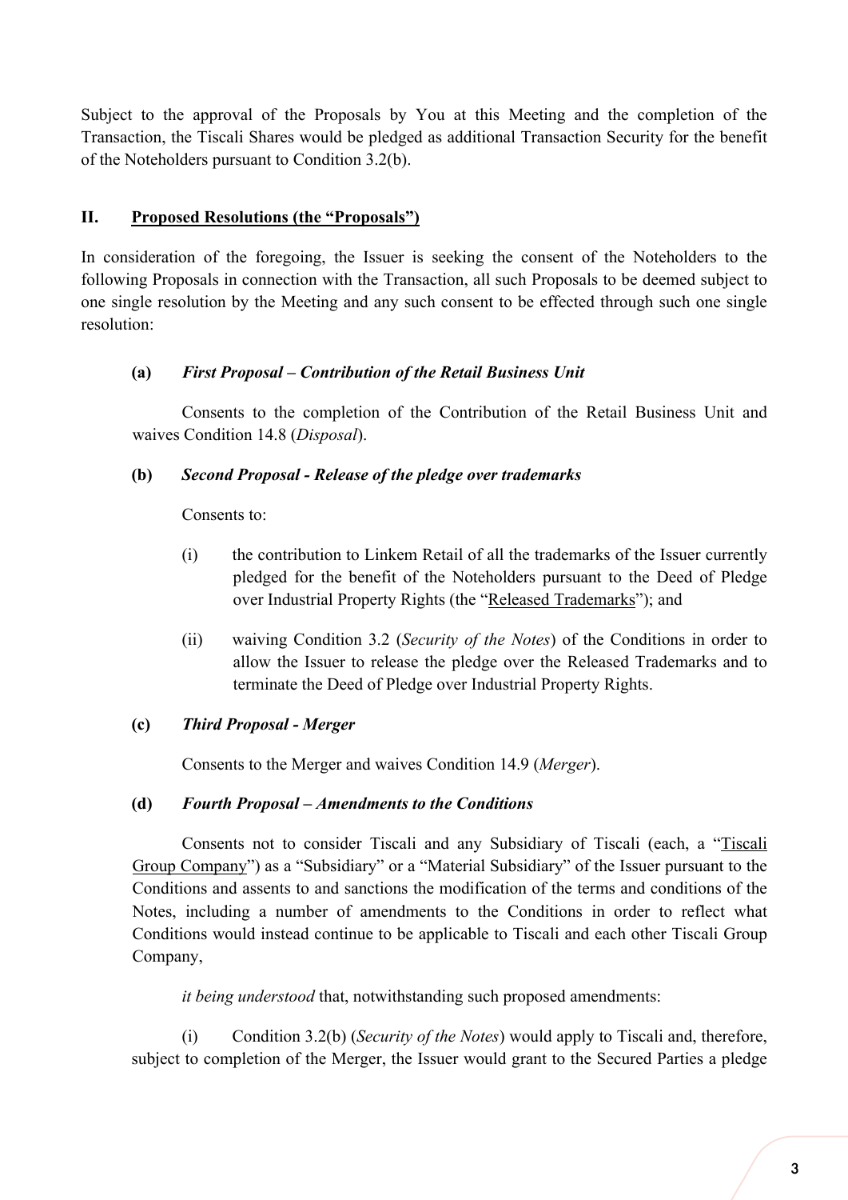Subject to the approval of the Proposals by You at this Meeting and the completion of the Transaction, the Tiscali Shares would be pledged as additional Transaction Security for the benefit of the Noteholders pursuant to Condition 3.2(b).

## II. Proposed Resolutions (the "Proposals")

In consideration of the foregoing, the Issuer is seeking the consent of the Noteholders to the following Proposals in connection with the Transaction, all such Proposals to be deemed subject to one single resolution by the Meeting and any such consent to be effected through such one single resolution:

**(a) *First Proposal – Contribution of the Retail Business Unit***

Consents to the completion of the Contribution of the Retail Business Unit and waives Condition 14.8 (*Disposal*).

**(b) *Second Proposal - Release of the pledge over trademarks***

Consents to:

(i) the contribution to Linkem Retail of all the trademarks of the Issuer currently pledged for the benefit of the Noteholders pursuant to the Deed of Pledge over Industrial Property Rights (the "Released Trademarks"); and

(ii) waiving Condition 3.2 (*Security of the Notes*) of the Conditions in order to allow the Issuer to release the pledge over the Released Trademarks and to terminate the Deed of Pledge over Industrial Property Rights.

**(c) *Third Proposal - Merger***

Consents to the Merger and waives Condition 14.9 (*Merger*).

**(d) *Fourth Proposal – Amendments to the Conditions***

Consents not to consider Tiscali and any Subsidiary of Tiscali (each, a "Tiscali Group Company") as a "Subsidiary" or a "Material Subsidiary" of the Issuer pursuant to the Conditions and assents to and sanctions the modification of the terms and conditions of the Notes, including a number of amendments to the Conditions in order to reflect what Conditions would instead continue to be applicable to Tiscali and each other Tiscali Group Company,

*it being understood* that, notwithstanding such proposed amendments:

(i) Condition 3.2(b) (*Security of the Notes*) would apply to Tiscali and, therefore, subject to completion of the Merger, the Issuer would grant to the Secured Parties a pledge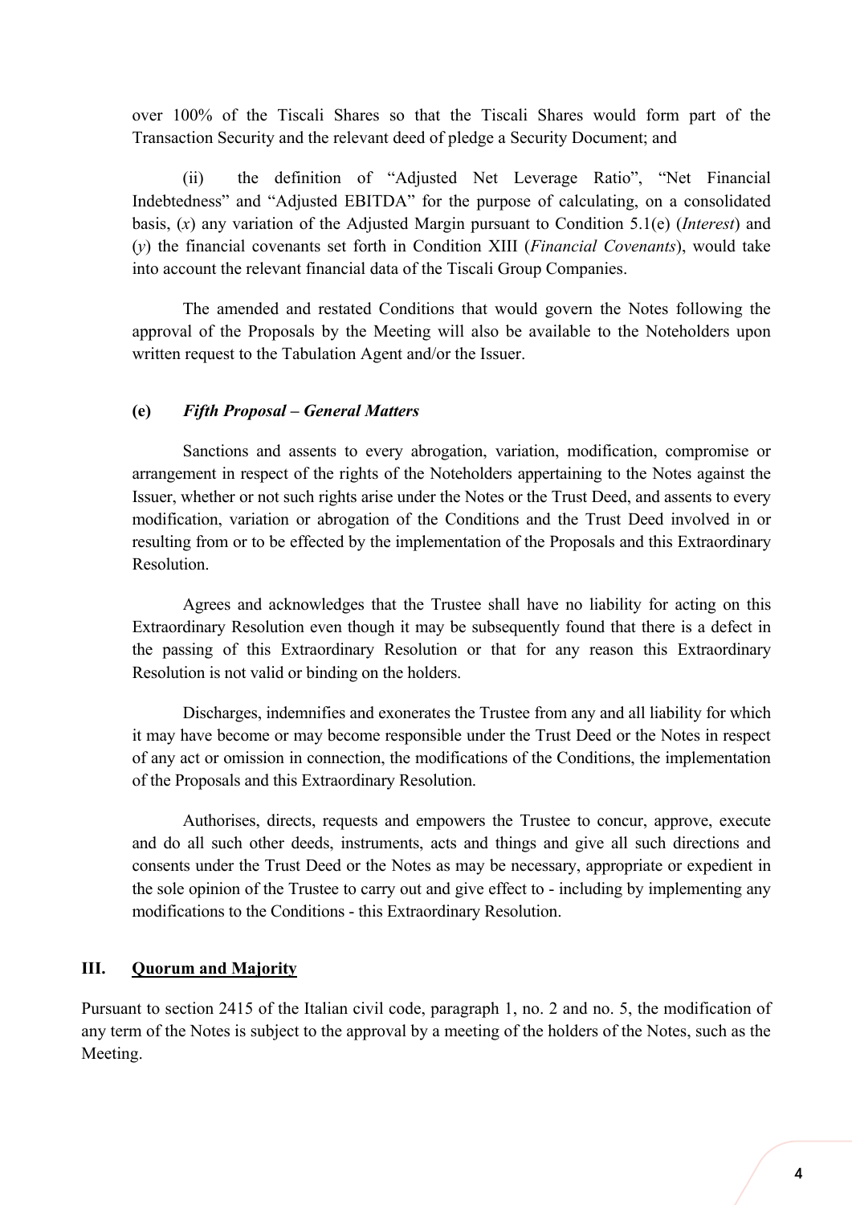over 100% of the Tiscali Shares so that the Tiscali Shares would form part of the Transaction Security and the relevant deed of pledge a Security Document; and

(ii) the definition of "Adjusted Net Leverage Ratio", "Net Financial Indebtedness" and "Adjusted EBITDA" for the purpose of calculating, on a consolidated basis, (*x*) any variation of the Adjusted Margin pursuant to Condition 5.1(e) (*Interest*) and (*y*) the financial covenants set forth in Condition XIII (*Financial Covenants*), would take into account the relevant financial data of the Tiscali Group Companies.

The amended and restated Conditions that would govern the Notes following the approval of the Proposals by the Meeting will also be available to the Noteholders upon written request to the Tabulation Agent and/or the Issuer.

**(e)** ***Fifth Proposal – General Matters***

Sanctions and assents to every abrogation, variation, modification, compromise or arrangement in respect of the rights of the Noteholders appertaining to the Notes against the Issuer, whether or not such rights arise under the Notes or the Trust Deed, and assents to every modification, variation or abrogation of the Conditions and the Trust Deed involved in or resulting from or to be effected by the implementation of the Proposals and this Extraordinary Resolution.

Agrees and acknowledges that the Trustee shall have no liability for acting on this Extraordinary Resolution even though it may be subsequently found that there is a defect in the passing of this Extraordinary Resolution or that for any reason this Extraordinary Resolution is not valid or binding on the holders.

Discharges, indemnifies and exonerates the Trustee from any and all liability for which it may have become or may become responsible under the Trust Deed or the Notes in respect of any act or omission in connection, the modifications of the Conditions, the implementation of the Proposals and this Extraordinary Resolution.

Authorises, directs, requests and empowers the Trustee to concur, approve, execute and do all such other deeds, instruments, acts and things and give all such directions and consents under the Trust Deed or the Notes as may be necessary, appropriate or expedient in the sole opinion of the Trustee to carry out and give effect to - including by implementing any modifications to the Conditions - this Extraordinary Resolution.

## III. Quorum and Majority

Pursuant to section 2415 of the Italian civil code, paragraph 1, no. 2 and no. 5, the modification of any term of the Notes is subject to the approval by a meeting of the holders of the Notes, such as the Meeting.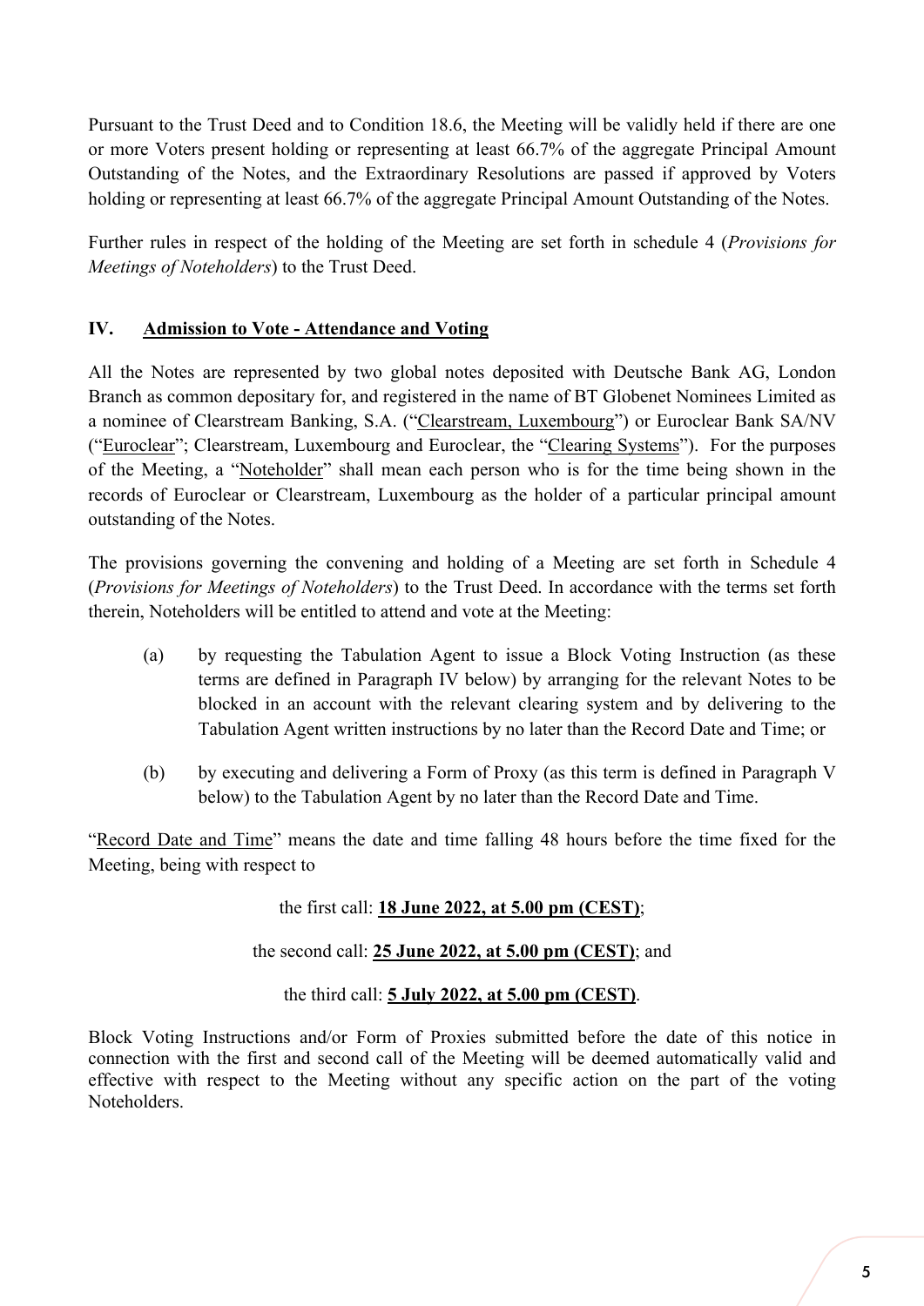Pursuant to the Trust Deed and to Condition 18.6, the Meeting will be validly held if there are one or more Voters present holding or representing at least 66.7% of the aggregate Principal Amount Outstanding of the Notes, and the Extraordinary Resolutions are passed if approved by Voters holding or representing at least 66.7% of the aggregate Principal Amount Outstanding of the Notes.

Further rules in respect of the holding of the Meeting are set forth in schedule 4 (*Provisions for Meetings of Noteholders*) to the Trust Deed.

## IV. Admission to Vote - Attendance and Voting

All the Notes are represented by two global notes deposited with Deutsche Bank AG, London Branch as common depositary for, and registered in the name of BT Globenet Nominees Limited as a nominee of Clearstream Banking, S.A. ("Clearstream, Luxembourg") or Euroclear Bank SA/NV ("Euroclear"; Clearstream, Luxembourg and Euroclear, the "Clearing Systems"). For the purposes of the Meeting, a "Noteholder" shall mean each person who is for the time being shown in the records of Euroclear or Clearstream, Luxembourg as the holder of a particular principal amount outstanding of the Notes.

The provisions governing the convening and holding of a Meeting are set forth in Schedule 4 (*Provisions for Meetings of Noteholders*) to the Trust Deed. In accordance with the terms set forth therein, Noteholders will be entitled to attend and vote at the Meeting:

(a) by requesting the Tabulation Agent to issue a Block Voting Instruction (as these terms are defined in Paragraph IV below) by arranging for the relevant Notes to be blocked in an account with the relevant clearing system and by delivering to the Tabulation Agent written instructions by no later than the Record Date and Time; or

(b) by executing and delivering a Form of Proxy (as this term is defined in Paragraph V below) to the Tabulation Agent by no later than the Record Date and Time.

"Record Date and Time" means the date and time falling 48 hours before the time fixed for the Meeting, being with respect to

the first call: **18 June 2022, at 5.00 pm (CEST)**;

the second call: **25 June 2022, at 5.00 pm (CEST)**; and

the third call: **5 July 2022, at 5.00 pm (CEST)**.

Block Voting Instructions and/or Form of Proxies submitted before the date of this notice in connection with the first and second call of the Meeting will be deemed automatically valid and effective with respect to the Meeting without any specific action on the part of the voting Noteholders.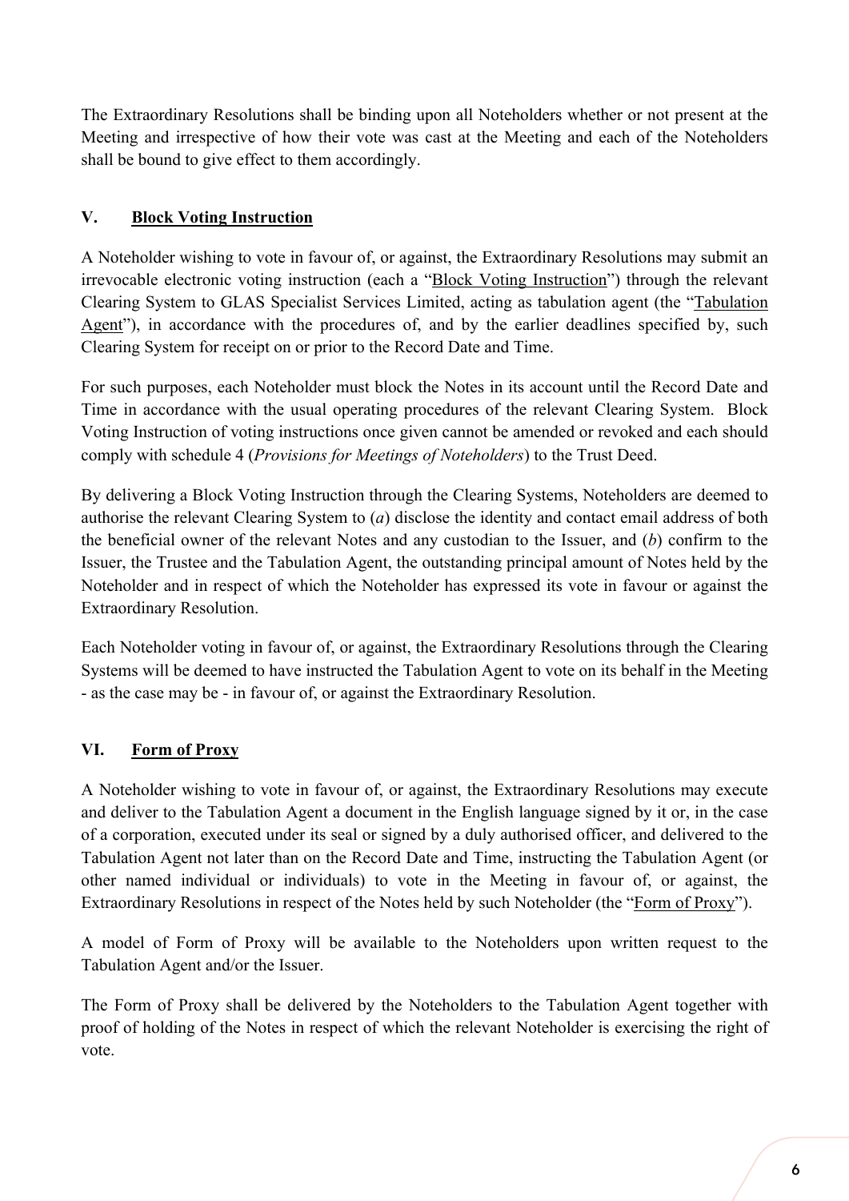The Extraordinary Resolutions shall be binding upon all Noteholders whether or not present at the Meeting and irrespective of how their vote was cast at the Meeting and each of the Noteholders shall be bound to give effect to them accordingly.

## V. Block Voting Instruction

A Noteholder wishing to vote in favour of, or against, the Extraordinary Resolutions may submit an irrevocable electronic voting instruction (each a "Block Voting Instruction") through the relevant Clearing System to GLAS Specialist Services Limited, acting as tabulation agent (the "Tabulation Agent"), in accordance with the procedures of, and by the earlier deadlines specified by, such Clearing System for receipt on or prior to the Record Date and Time.

For such purposes, each Noteholder must block the Notes in its account until the Record Date and Time in accordance with the usual operating procedures of the relevant Clearing System. Block Voting Instruction of voting instructions once given cannot be amended or revoked and each should comply with schedule 4 (*Provisions for Meetings of Noteholders*) to the Trust Deed.

By delivering a Block Voting Instruction through the Clearing Systems, Noteholders are deemed to authorise the relevant Clearing System to (*a*) disclose the identity and contact email address of both the beneficial owner of the relevant Notes and any custodian to the Issuer, and (*b*) confirm to the Issuer, the Trustee and the Tabulation Agent, the outstanding principal amount of Notes held by the Noteholder and in respect of which the Noteholder has expressed its vote in favour or against the Extraordinary Resolution.

Each Noteholder voting in favour of, or against, the Extraordinary Resolutions through the Clearing Systems will be deemed to have instructed the Tabulation Agent to vote on its behalf in the Meeting - as the case may be - in favour of, or against the Extraordinary Resolution.

## VI. Form of Proxy

A Noteholder wishing to vote in favour of, or against, the Extraordinary Resolutions may execute and deliver to the Tabulation Agent a document in the English language signed by it or, in the case of a corporation, executed under its seal or signed by a duly authorised officer, and delivered to the Tabulation Agent not later than on the Record Date and Time, instructing the Tabulation Agent (or other named individual or individuals) to vote in the Meeting in favour of, or against, the Extraordinary Resolutions in respect of the Notes held by such Noteholder (the "Form of Proxy").

A model of Form of Proxy will be available to the Noteholders upon written request to the Tabulation Agent and/or the Issuer.

The Form of Proxy shall be delivered by the Noteholders to the Tabulation Agent together with proof of holding of the Notes in respect of which the relevant Noteholder is exercising the right of vote.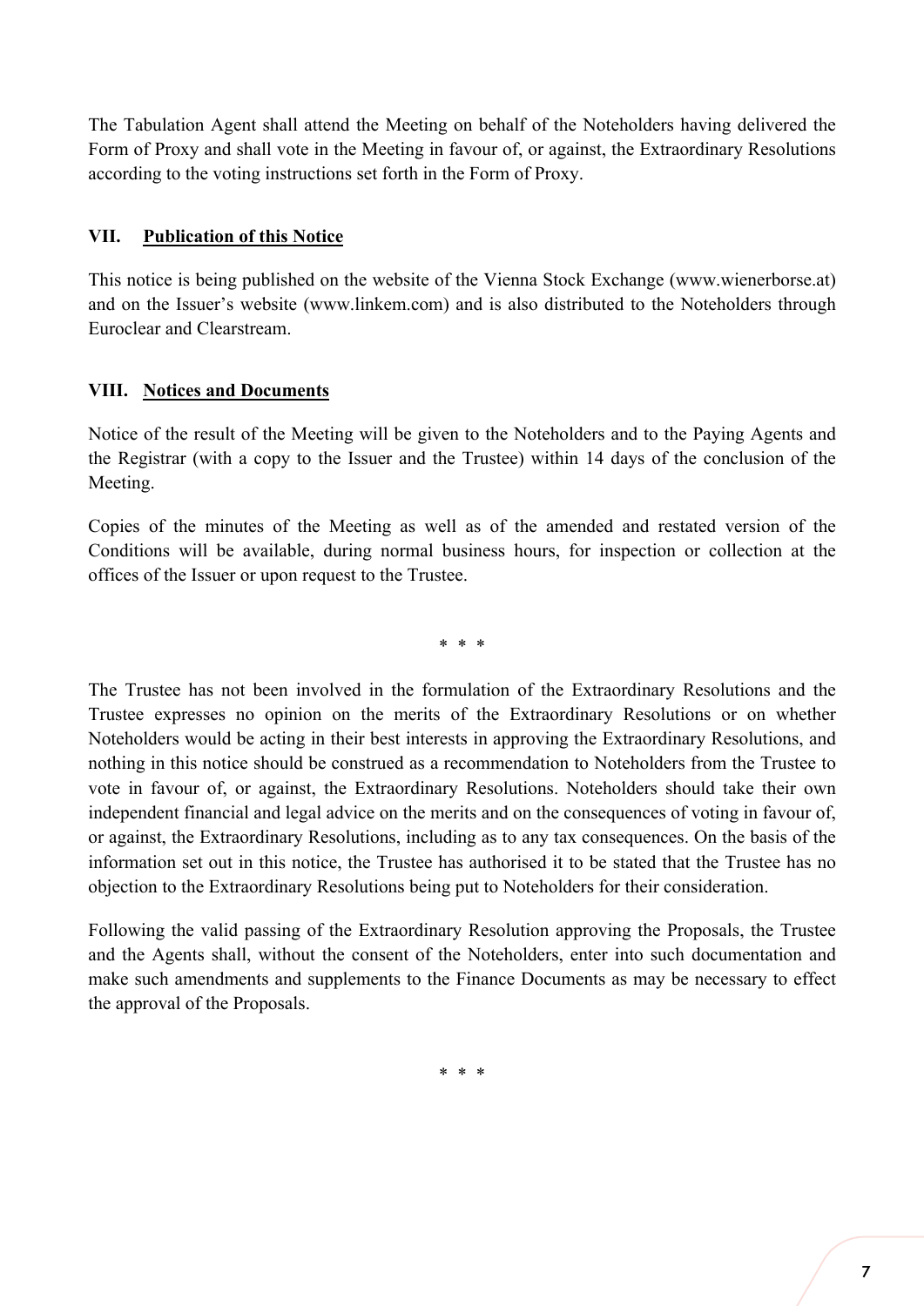The Tabulation Agent shall attend the Meeting on behalf of the Noteholders having delivered the Form of Proxy and shall vote in the Meeting in favour of, or against, the Extraordinary Resolutions according to the voting instructions set forth in the Form of Proxy.

## VII. <u>Publication of this Notice</u>

This notice is being published on the website of the Vienna Stock Exchange (www.wienerborse.at) and on the Issuer's website (www.linkem.com) and is also distributed to the Noteholders through Euroclear and Clearstream.

## VIII. <u>Notices and Documents</u>

Notice of the result of the Meeting will be given to the Noteholders and to the Paying Agents and the Registrar (with a copy to the Issuer and the Trustee) within 14 days of the conclusion of the Meeting.

Copies of the minutes of the Meeting as well as of the amended and restated version of the Conditions will be available, during normal business hours, for inspection or collection at the offices of the Issuer or upon request to the Trustee.

\* \* \*

The Trustee has not been involved in the formulation of the Extraordinary Resolutions and the Trustee expresses no opinion on the merits of the Extraordinary Resolutions or on whether Noteholders would be acting in their best interests in approving the Extraordinary Resolutions, and nothing in this notice should be construed as a recommendation to Noteholders from the Trustee to vote in favour of, or against, the Extraordinary Resolutions. Noteholders should take their own independent financial and legal advice on the merits and on the consequences of voting in favour of, or against, the Extraordinary Resolutions, including as to any tax consequences. On the basis of the information set out in this notice, the Trustee has authorised it to be stated that the Trustee has no objection to the Extraordinary Resolutions being put to Noteholders for their consideration.

Following the valid passing of the Extraordinary Resolution approving the Proposals, the Trustee and the Agents shall, without the consent of the Noteholders, enter into such documentation and make such amendments and supplements to the Finance Documents as may be necessary to effect the approval of the Proposals.

\* \* \*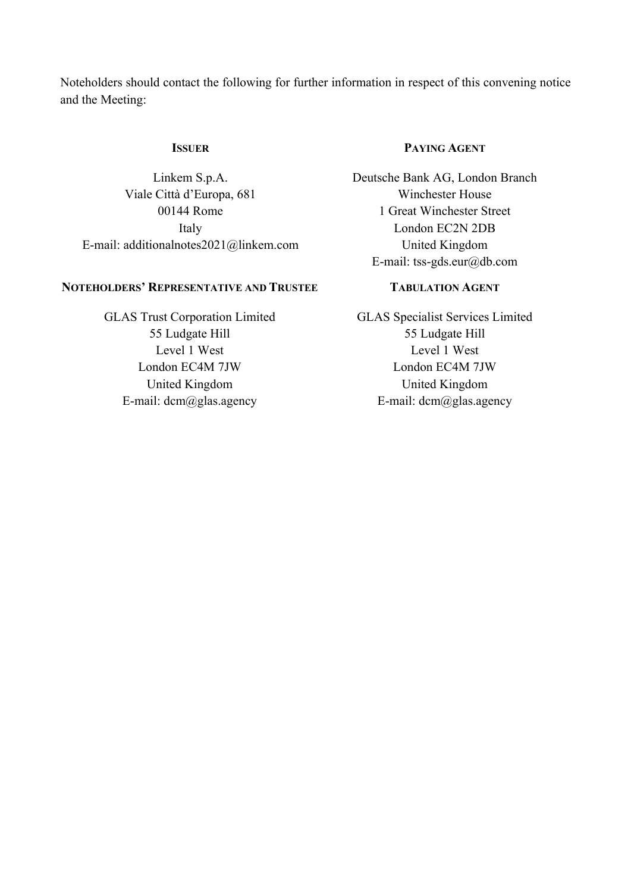Noteholders should contact the following for further information in respect of this convening notice and the Meeting:

**ISSUER**

Linkem S.p.A.
Viale Città d'Europa, 681
00144 Rome
Italy
E-mail: additionalnotes2021@linkem.com

**PAYING AGENT**

Deutsche Bank AG, London Branch
Winchester House
1 Great Winchester Street
London EC2N 2DB
United Kingdom
E-mail: tss-gds.eur@db.com

**NOTEHOLDERS' REPRESENTATIVE AND TRUSTEE**

GLAS Trust Corporation Limited
55 Ludgate Hill
Level 1 West
London EC4M 7JW
United Kingdom
E-mail: dcm@glas.agency

**TABULATION AGENT**

GLAS Specialist Services Limited
55 Ludgate Hill
Level 1 West
London EC4M 7JW
United Kingdom
E-mail: dcm@glas.agency